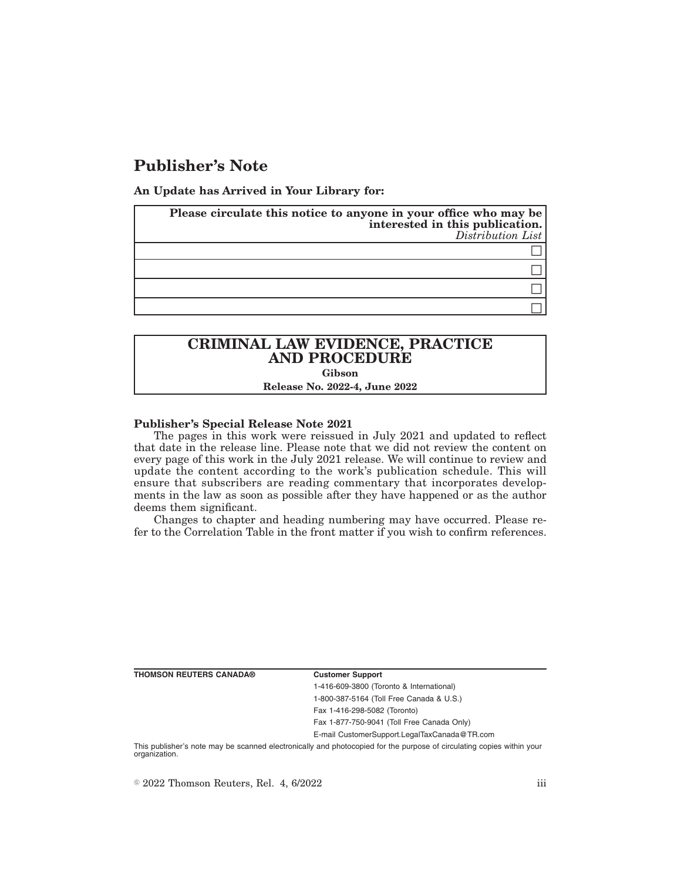# Publisher's Note

**An Update has Arrived in Your Library for:**

| **Please circulate this notice to anyone in your office who may be interested in this publication.** *Distribution List* |
| --- |
| ☐ |
| ☐ |
| ☐ |
| ☐ |

| **CRIMINAL LAW EVIDENCE, PRACTICE AND PROCEDURE** |
| --- |
| **Gibson** |
| **Release No. 2022-4, June 2022** |

**Publisher's Special Release Note 2021**

The pages in this work were reissued in July 2021 and updated to reflect that date in the release line. Please note that we did not review the content on every page of this work in the July 2021 release. We will continue to review and update the content according to the work's publication schedule. This will ensure that subscribers are reading commentary that incorporates developments in the law as soon as possible after they have happened or as the author deems them significant.

Changes to chapter and heading numbering may have occurred. Please refer to the Correlation Table in the front matter if you wish to confirm references.

**THOMSON REUTERS CANADA®**

**Customer Support**

1-416-609-3800 (Toronto & International)

1-800-387-5164 (Toll Free Canada & U.S.)

Fax 1-416-298-5082 (Toronto)

Fax 1-877-750-9041 (Toll Free Canada Only)

E-mail CustomerSupport.LegalTaxCanada@TR.com

This publisher's note may be scanned electronically and photocopied for the purpose of circulating copies within your organization.

© 2022 Thomson Reuters, Rel. 4, 6/2022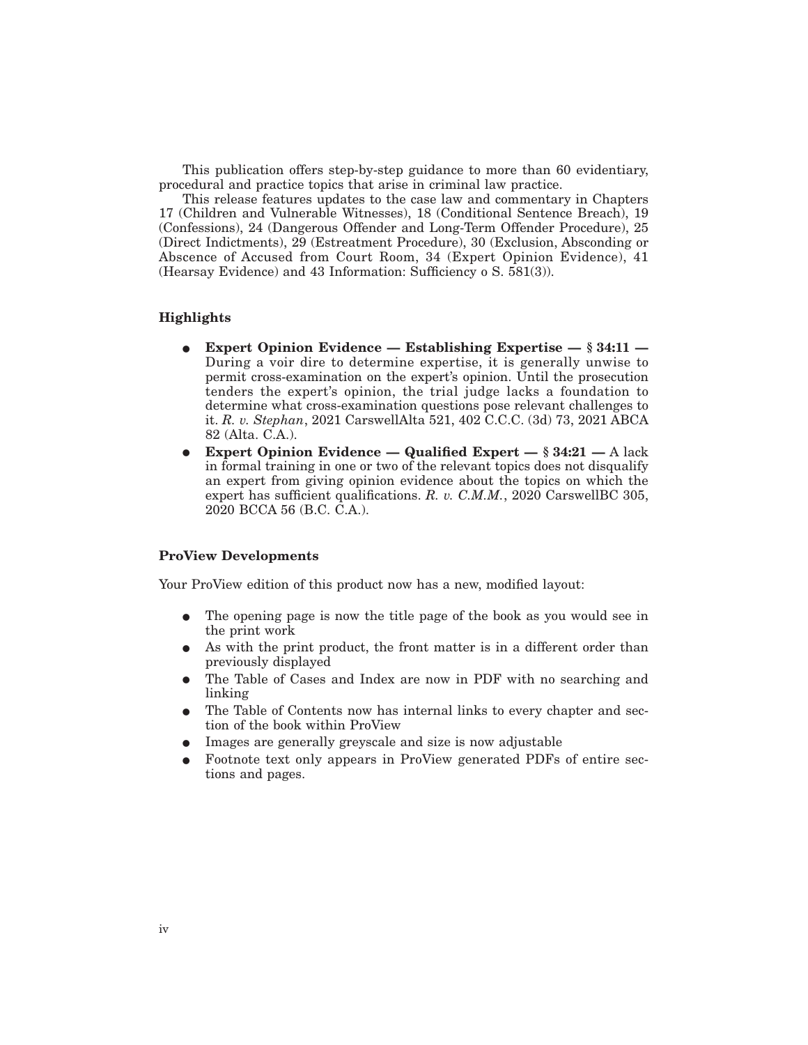This publication offers step-by-step guidance to more than 60 evidentiary, procedural and practice topics that arise in criminal law practice.

This release features updates to the case law and commentary in Chapters 17 (Children and Vulnerable Witnesses), 18 (Conditional Sentence Breach), 19 (Confessions), 24 (Dangerous Offender and Long-Term Offender Procedure), 25 (Direct Indictments), 29 (Estreatment Procedure), 30 (Exclusion, Absconding or Abscence of Accused from Court Room, 34 (Expert Opinion Evidence), 41 (Hearsay Evidence) and 43 Information: Sufficiency o S. 581(3)).

### Highlights

- **Expert Opinion Evidence — Establishing Expertise — § 34:11 —** During a voir dire to determine expertise, it is generally unwise to permit cross-examination on the expert's opinion. Until the prosecution tenders the expert's opinion, the trial judge lacks a foundation to determine what cross-examination questions pose relevant challenges to it. *R. v. Stephan*, 2021 CarswellAlta 521, 402 C.C.C. (3d) 73, 2021 ABCA 82 (Alta. C.A.).
- **Expert Opinion Evidence — Qualified Expert — § 34:21 —** A lack in formal training in one or two of the relevant topics does not disqualify an expert from giving opinion evidence about the topics on which the expert has sufficient qualifications. *R. v. C.M.M.*, 2020 CarswellBC 305, 2020 BCCA 56 (B.C. C.A.).

### ProView Developments

Your ProView edition of this product now has a new, modified layout:

- The opening page is now the title page of the book as you would see in the print work
- As with the print product, the front matter is in a different order than previously displayed
- The Table of Cases and Index are now in PDF with no searching and linking
- The Table of Contents now has internal links to every chapter and section of the book within ProView
- Images are generally greyscale and size is now adjustable
- Footnote text only appears in ProView generated PDFs of entire sections and pages.